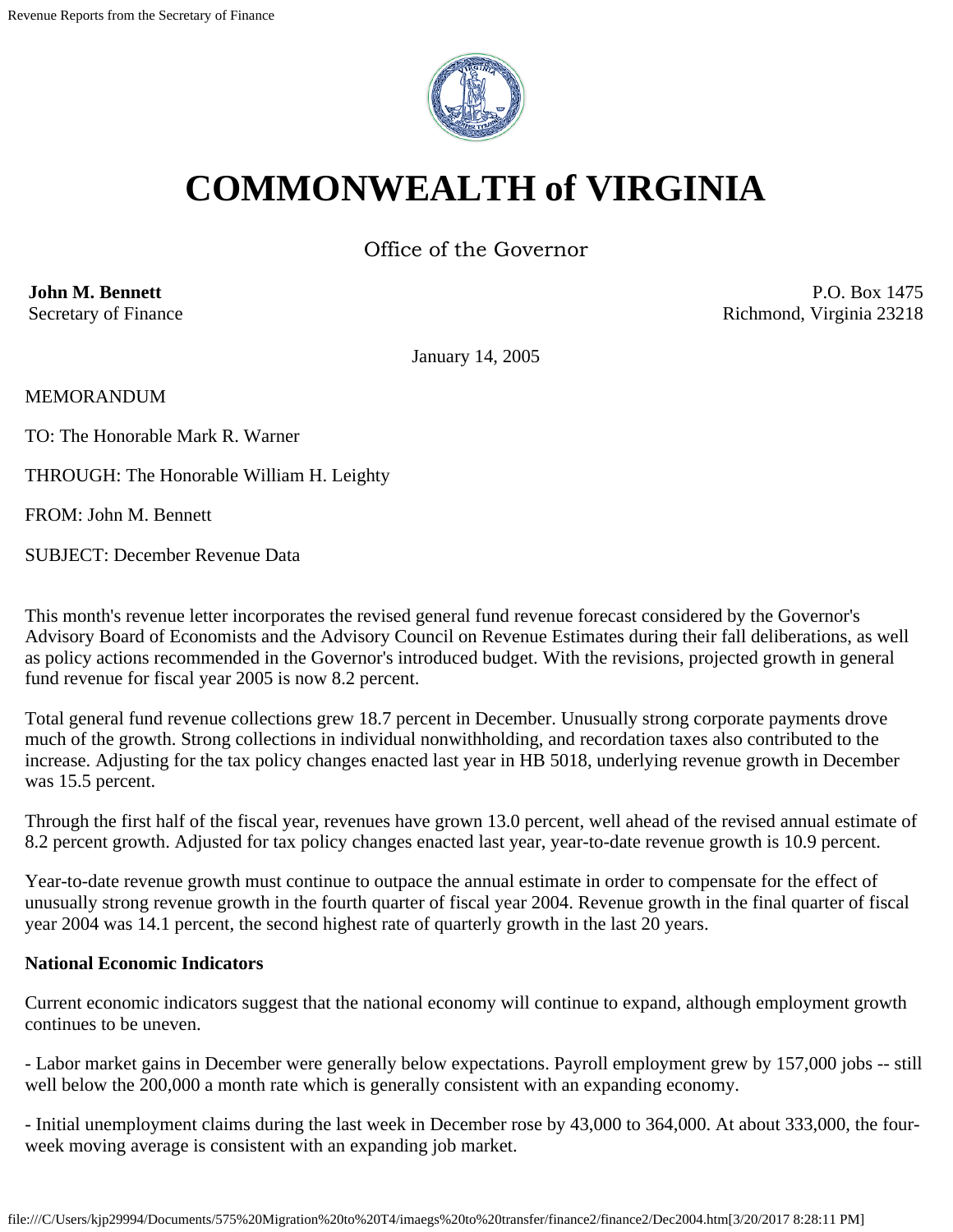# COMMONWEALTH of VIRGINIA

Office of the Governor

**John M. Bennett**
Secretary of Finance

P.O. Box 1475
Richmond, Virginia 23218

January 14, 2005

MEMORANDUM

TO: The Honorable Mark R. Warner

THROUGH: The Honorable William H. Leighty

FROM: John M. Bennett

SUBJECT: December Revenue Data

This month's revenue letter incorporates the revised general fund revenue forecast considered by the Governor's Advisory Board of Economists and the Advisory Council on Revenue Estimates during their fall deliberations, as well as policy actions recommended in the Governor's introduced budget. With the revisions, projected growth in general fund revenue for fiscal year 2005 is now 8.2 percent.

Total general fund revenue collections grew 18.7 percent in December. Unusually strong corporate payments drove much of the growth. Strong collections in individual nonwithholding, and recordation taxes also contributed to the increase. Adjusting for the tax policy changes enacted last year in HB 5018, underlying revenue growth in December was 15.5 percent.

Through the first half of the fiscal year, revenues have grown 13.0 percent, well ahead of the revised annual estimate of 8.2 percent growth. Adjusted for tax policy changes enacted last year, year-to-date revenue growth is 10.9 percent.

Year-to-date revenue growth must continue to outpace the annual estimate in order to compensate for the effect of unusually strong revenue growth in the fourth quarter of fiscal year 2004. Revenue growth in the final quarter of fiscal year 2004 was 14.1 percent, the second highest rate of quarterly growth in the last 20 years.

**National Economic Indicators**

Current economic indicators suggest that the national economy will continue to expand, although employment growth continues to be uneven.

- Labor market gains in December were generally below expectations. Payroll employment grew by 157,000 jobs -- still well below the 200,000 a month rate which is generally consistent with an expanding economy.

- Initial unemployment claims during the last week in December rose by 43,000 to 364,000. At about 333,000, the four-week moving average is consistent with an expanding job market.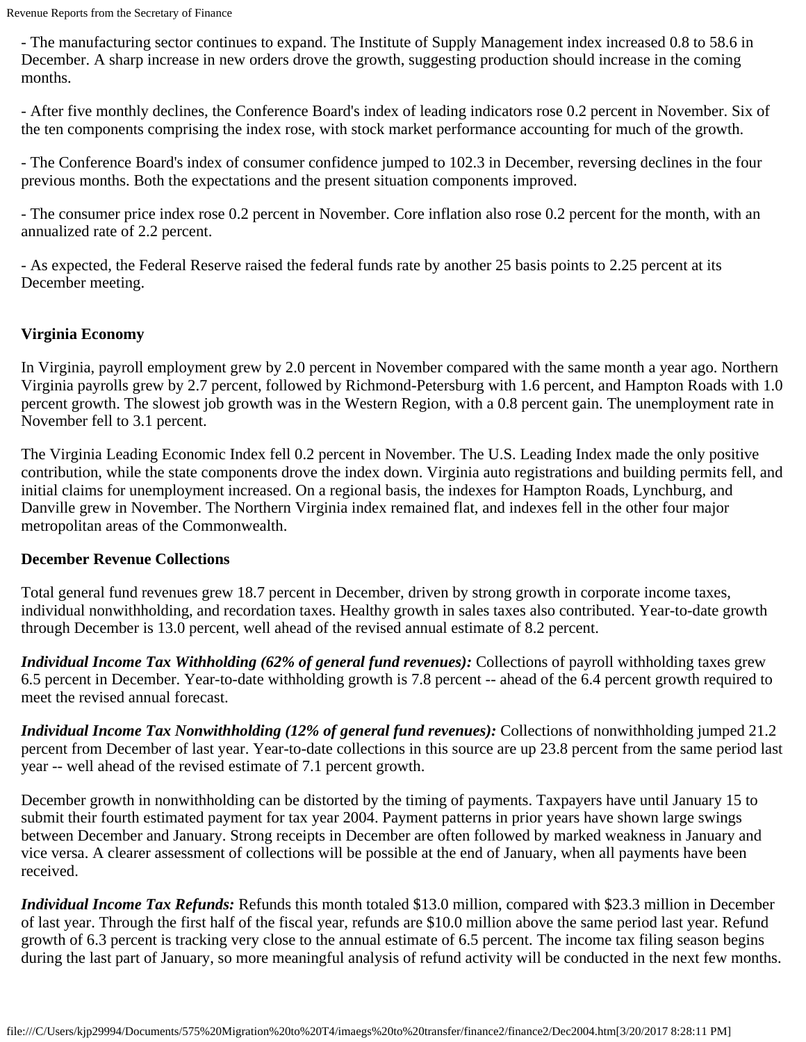- The manufacturing sector continues to expand. The Institute of Supply Management index increased 0.8 to 58.6 in December. A sharp increase in new orders drove the growth, suggesting production should increase in the coming months.

- After five monthly declines, the Conference Board's index of leading indicators rose 0.2 percent in November. Six of the ten components comprising the index rose, with stock market performance accounting for much of the growth.

- The Conference Board's index of consumer confidence jumped to 102.3 in December, reversing declines in the four previous months. Both the expectations and the present situation components improved.

- The consumer price index rose 0.2 percent in November. Core inflation also rose 0.2 percent for the month, with an annualized rate of 2.2 percent.

- As expected, the Federal Reserve raised the federal funds rate by another 25 basis points to 2.25 percent at its December meeting.

**Virginia Economy**

In Virginia, payroll employment grew by 2.0 percent in November compared with the same month a year ago. Northern Virginia payrolls grew by 2.7 percent, followed by Richmond-Petersburg with 1.6 percent, and Hampton Roads with 1.0 percent growth. The slowest job growth was in the Western Region, with a 0.8 percent gain. The unemployment rate in November fell to 3.1 percent.

The Virginia Leading Economic Index fell 0.2 percent in November. The U.S. Leading Index made the only positive contribution, while the state components drove the index down. Virginia auto registrations and building permits fell, and initial claims for unemployment increased. On a regional basis, the indexes for Hampton Roads, Lynchburg, and Danville grew in November. The Northern Virginia index remained flat, and indexes fell in the other four major metropolitan areas of the Commonwealth.

**December Revenue Collections**

Total general fund revenues grew 18.7 percent in December, driven by strong growth in corporate income taxes, individual nonwithholding, and recordation taxes. Healthy growth in sales taxes also contributed. Year-to-date growth through December is 13.0 percent, well ahead of the revised annual estimate of 8.2 percent.

***Individual Income Tax Withholding (62% of general fund revenues):*** Collections of payroll withholding taxes grew 6.5 percent in December. Year-to-date withholding growth is 7.8 percent -- ahead of the 6.4 percent growth required to meet the revised annual forecast.

***Individual Income Tax Nonwithholding (12% of general fund revenues):*** Collections of nonwithholding jumped 21.2 percent from December of last year. Year-to-date collections in this source are up 23.8 percent from the same period last year -- well ahead of the revised estimate of 7.1 percent growth.

December growth in nonwithholding can be distorted by the timing of payments. Taxpayers have until January 15 to submit their fourth estimated payment for tax year 2004. Payment patterns in prior years have shown large swings between December and January. Strong receipts in December are often followed by marked weakness in January and vice versa. A clearer assessment of collections will be possible at the end of January, when all payments have been received.

***Individual Income Tax Refunds:*** Refunds this month totaled $13.0 million, compared with $23.3 million in December of last year. Through the first half of the fiscal year, refunds are $10.0 million above the same period last year. Refund growth of 6.3 percent is tracking very close to the annual estimate of 6.5 percent. The income tax filing season begins during the last part of January, so more meaningful analysis of refund activity will be conducted in the next few months.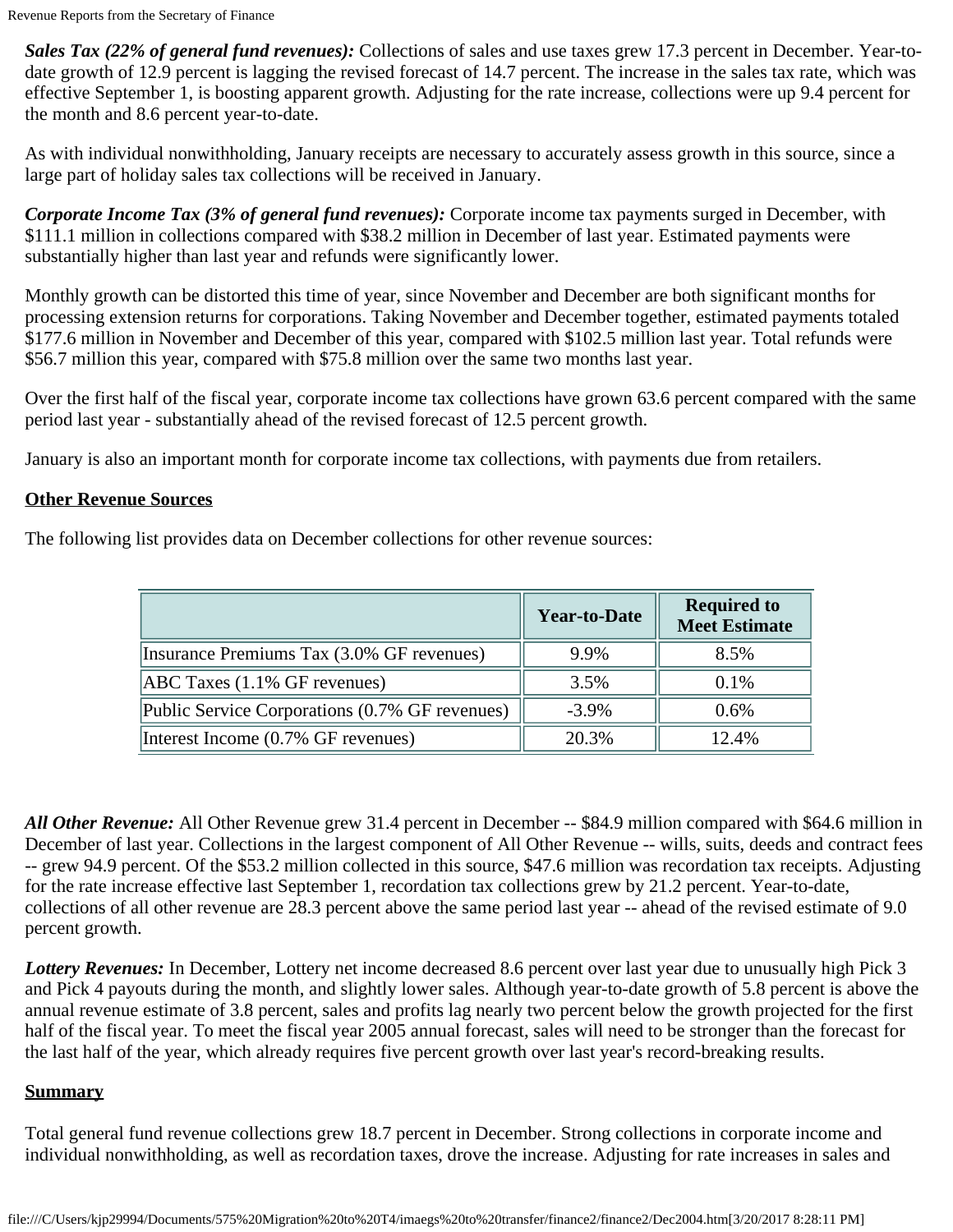***Sales Tax (22% of general fund revenues):*** Collections of sales and use taxes grew 17.3 percent in December. Year-to-date growth of 12.9 percent is lagging the revised forecast of 14.7 percent. The increase in the sales tax rate, which was effective September 1, is boosting apparent growth. Adjusting for the rate increase, collections were up 9.4 percent for the month and 8.6 percent year-to-date.

As with individual nonwithholding, January receipts are necessary to accurately assess growth in this source, since a large part of holiday sales tax collections will be received in January.

***Corporate Income Tax (3% of general fund revenues):*** Corporate income tax payments surged in December, with $111.1 million in collections compared with $38.2 million in December of last year. Estimated payments were substantially higher than last year and refunds were significantly lower.

Monthly growth can be distorted this time of year, since November and December are both significant months for processing extension returns for corporations. Taking November and December together, estimated payments totaled $177.6 million in November and December of this year, compared with $102.5 million last year. Total refunds were $56.7 million this year, compared with $75.8 million over the same two months last year.

Over the first half of the fiscal year, corporate income tax collections have grown 63.6 percent compared with the same period last year - substantially ahead of the revised forecast of 12.5 percent growth.

January is also an important month for corporate income tax collections, with payments due from retailers.

## Other Revenue Sources

The following list provides data on December collections for other revenue sources:

| | Year-to-Date | Required to Meet Estimate |
|---|---|---|
| Insurance Premiums Tax (3.0% GF revenues) | 9.9% | 8.5% |
| ABC Taxes (1.1% GF revenues) | 3.5% | 0.1% |
| Public Service Corporations (0.7% GF revenues) | -3.9% | 0.6% |
| Interest Income (0.7% GF revenues) | 20.3% | 12.4% |

***All Other Revenue:*** All Other Revenue grew 31.4 percent in December -- $84.9 million compared with $64.6 million in December of last year. Collections in the largest component of All Other Revenue -- wills, suits, deeds and contract fees -- grew 94.9 percent. Of the $53.2 million collected in this source, $47.6 million was recordation tax receipts. Adjusting for the rate increase effective last September 1, recordation tax collections grew by 21.2 percent. Year-to-date, collections of all other revenue are 28.3 percent above the same period last year -- ahead of the revised estimate of 9.0 percent growth.

***Lottery Revenues:*** In December, Lottery net income decreased 8.6 percent over last year due to unusually high Pick 3 and Pick 4 payouts during the month, and slightly lower sales. Although year-to-date growth of 5.8 percent is above the annual revenue estimate of 3.8 percent, sales and profits lag nearly two percent below the growth projected for the first half of the fiscal year. To meet the fiscal year 2005 annual forecast, sales will need to be stronger than the forecast for the last half of the year, which already requires five percent growth over last year's record-breaking results.

## Summary

Total general fund revenue collections grew 18.7 percent in December. Strong collections in corporate income and individual nonwithholding, as well as recordation taxes, drove the increase. Adjusting for rate increases in sales and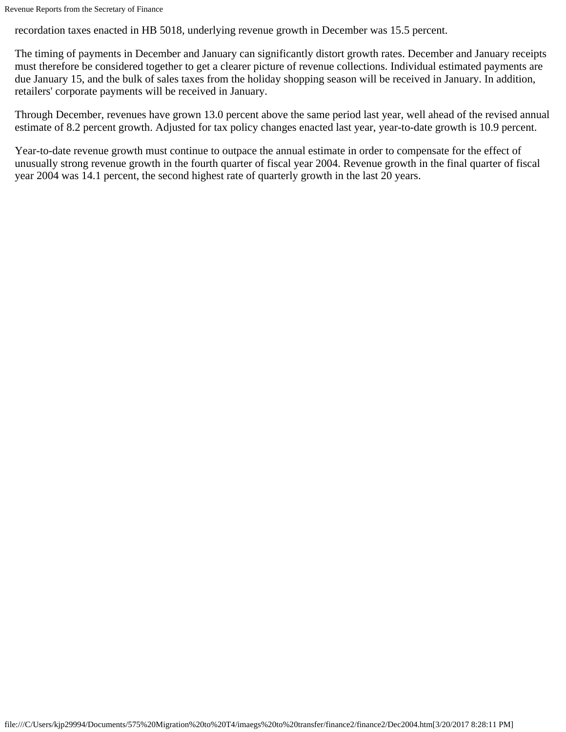recordation taxes enacted in HB 5018, underlying revenue growth in December was 15.5 percent.

The timing of payments in December and January can significantly distort growth rates. December and January receipts must therefore be considered together to get a clearer picture of revenue collections. Individual estimated payments are due January 15, and the bulk of sales taxes from the holiday shopping season will be received in January. In addition, retailers' corporate payments will be received in January.

Through December, revenues have grown 13.0 percent above the same period last year, well ahead of the revised annual estimate of 8.2 percent growth. Adjusted for tax policy changes enacted last year, year-to-date growth is 10.9 percent.

Year-to-date revenue growth must continue to outpace the annual estimate in order to compensate for the effect of unusually strong revenue growth in the fourth quarter of fiscal year 2004. Revenue growth in the final quarter of fiscal year 2004 was 14.1 percent, the second highest rate of quarterly growth in the last 20 years.